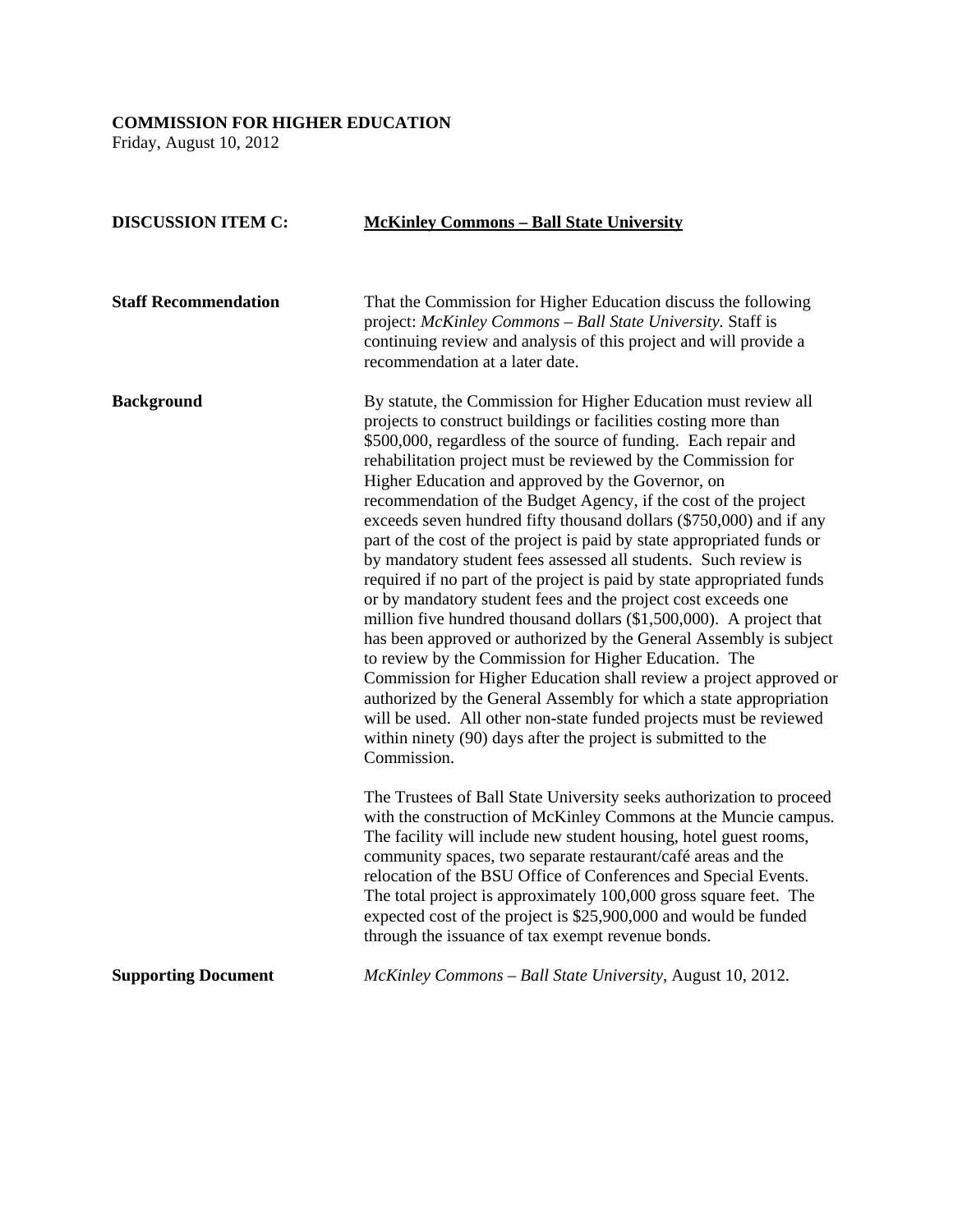**COMMISSION FOR HIGHER EDUCATION**
Friday, August 10, 2012

**DISCUSSION ITEM C:** **McKinley Commons – Ball State University**

**Staff Recommendation**

That the Commission for Higher Education discuss the following project: *McKinley Commons – Ball State University.* Staff is continuing review and analysis of this project and will provide a recommendation at a later date.

**Background**

By statute, the Commission for Higher Education must review all projects to construct buildings or facilities costing more than \$500,000, regardless of the source of funding. Each repair and rehabilitation project must be reviewed by the Commission for Higher Education and approved by the Governor, on recommendation of the Budget Agency, if the cost of the project exceeds seven hundred fifty thousand dollars (\$750,000) and if any part of the cost of the project is paid by state appropriated funds or by mandatory student fees assessed all students. Such review is required if no part of the project is paid by state appropriated funds or by mandatory student fees and the project cost exceeds one million five hundred thousand dollars (\$1,500,000). A project that has been approved or authorized by the General Assembly is subject to review by the Commission for Higher Education. The Commission for Higher Education shall review a project approved or authorized by the General Assembly for which a state appropriation will be used. All other non-state funded projects must be reviewed within ninety (90) days after the project is submitted to the Commission.

The Trustees of Ball State University seeks authorization to proceed with the construction of McKinley Commons at the Muncie campus. The facility will include new student housing, hotel guest rooms, community spaces, two separate restaurant/café areas and the relocation of the BSU Office of Conferences and Special Events. The total project is approximately 100,000 gross square feet. The expected cost of the project is \$25,900,000 and would be funded through the issuance of tax exempt revenue bonds.

**Supporting Document**

*McKinley Commons – Ball State University*, August 10, 2012.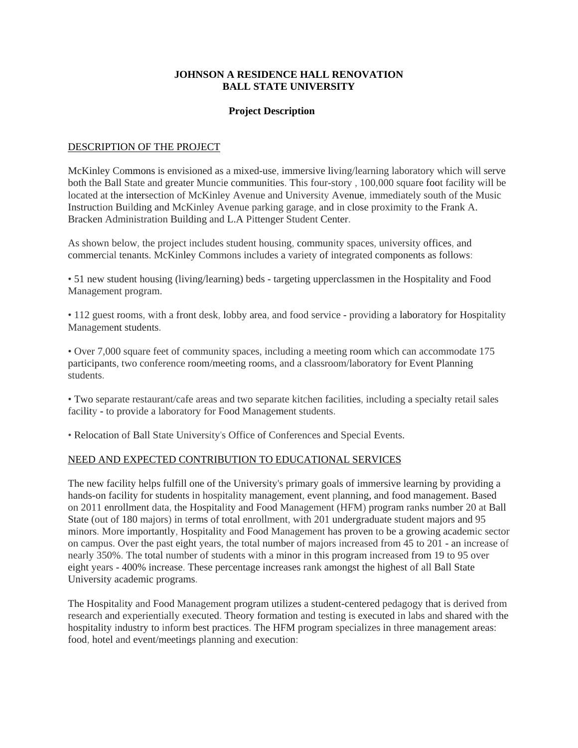**JOHNSON A RESIDENCE HALL RENOVATION**
**BALL STATE UNIVERSITY**

**Project Description**

DESCRIPTION OF THE PROJECT

McKinley Commons is envisioned as a mixed-use, immersive living/learning laboratory which will serve both the Ball State and greater Muncie communities. This four-story , 100,000 square foot facility will be located at the intersection of McKinley Avenue and University Avenue, immediately south of the Music Instruction Building and McKinley Avenue parking garage, and in close proximity to the Frank A. Bracken Administration Building and L.A Pittenger Student Center.

As shown below, the project includes student housing, community spaces, university offices, and commercial tenants. McKinley Commons includes a variety of integrated components as follows:

• 51 new student housing (living/learning) beds - targeting upperclassmen in the Hospitality and Food Management program.

• 112 guest rooms, with a front desk, lobby area, and food service - providing a laboratory for Hospitality Management students.

• Over 7,000 square feet of community spaces, including a meeting room which can accommodate 175 participants, two conference room/meeting rooms, and a classroom/laboratory for Event Planning students.

• Two separate restaurant/cafe areas and two separate kitchen facilities, including a specialty retail sales facility - to provide a laboratory for Food Management students.

• Relocation of Ball State University's Office of Conferences and Special Events.

NEED AND EXPECTED CONTRIBUTION TO EDUCATIONAL SERVICES

The new facility helps fulfill one of the University's primary goals of immersive learning by providing a hands-on facility for students in hospitality management, event planning, and food management. Based on 2011 enrollment data, the Hospitality and Food Management (HFM) program ranks number 20 at Ball State (out of 180 majors) in terms of total enrollment, with 201 undergraduate student majors and 95 minors. More importantly, Hospitality and Food Management has proven to be a growing academic sector on campus. Over the past eight years, the total number of majors increased from 45 to 201 - an increase of nearly 350%. The total number of students with a minor in this program increased from 19 to 95 over eight years - 400% increase. These percentage increases rank amongst the highest of all Ball State University academic programs.

The Hospitality and Food Management program utilizes a student-centered pedagogy that is derived from research and experientially executed. Theory formation and testing is executed in labs and shared with the hospitality industry to inform best practices. The HFM program specializes in three management areas: food, hotel and event/meetings planning and execution: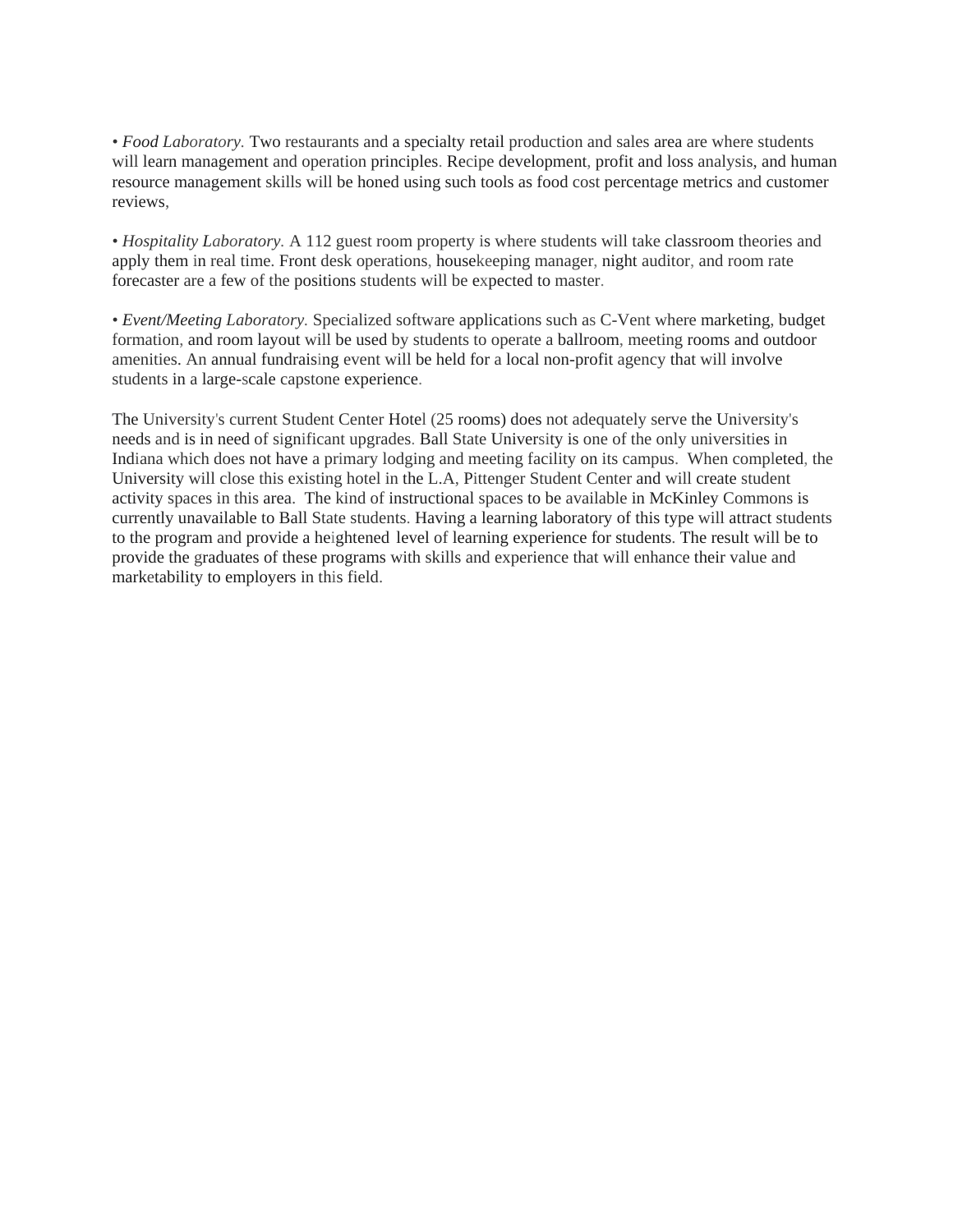• *Food Laboratory.* Two restaurants and a specialty retail production and sales area are where students will learn management and operation principles. Recipe development, profit and loss analysis, and human resource management skills will be honed using such tools as food cost percentage metrics and customer reviews,

• *Hospitality Laboratory.* A 112 guest room property is where students will take classroom theories and apply them in real time. Front desk operations, housekeeping manager, night auditor, and room rate forecaster are a few of the positions students will be expected to master.

• *Event/Meeting Laboratory.* Specialized software applications such as C-Vent where marketing, budget formation, and room layout will be used by students to operate a ballroom, meeting rooms and outdoor amenities. An annual fundraising event will be held for a local non-profit agency that will involve students in a large-scale capstone experience.

The University's current Student Center Hotel (25 rooms) does not adequately serve the University's needs and is in need of significant upgrades. Ball State University is one of the only universities in Indiana which does not have a primary lodging and meeting facility on its campus. When completed, the University will close this existing hotel in the L.A, Pittenger Student Center and will create student activity spaces in this area. The kind of instructional spaces to be available in McKinley Commons is currently unavailable to Ball State students. Having a learning laboratory of this type will attract students to the program and provide a heightened level of learning experience for students. The result will be to provide the graduates of these programs with skills and experience that will enhance their value and marketability to employers in this field.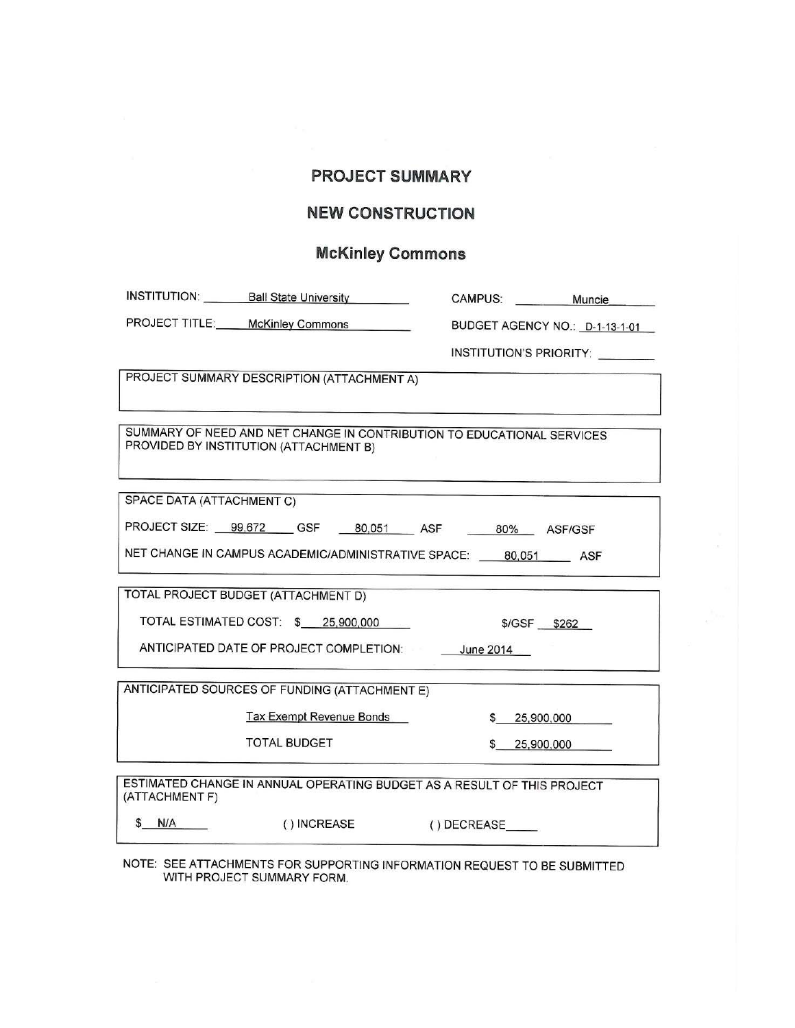# PROJECT SUMMARY

## NEW CONSTRUCTION

### McKinley Commons

INSTITUTION: Ball State University

CAMPUS: Muncie

PROJECT TITLE: McKinley Commons

BUDGET AGENCY NO.: D-1-13-1-01

INSTITUTION'S PRIORITY: ________

PROJECT SUMMARY DESCRIPTION (ATTACHMENT A)

SUMMARY OF NEED AND NET CHANGE IN CONTRIBUTION TO EDUCATIONAL SERVICES PROVIDED BY INSTITUTION (ATTACHMENT B)

SPACE DATA (ATTACHMENT C)

PROJECT SIZE: 99,672 GSF 80,051 ASF 80% ASF/GSF

NET CHANGE IN CAMPUS ACADEMIC/ADMINISTRATIVE SPACE: 80,051 ASF

TOTAL PROJECT BUDGET (ATTACHMENT D)

TOTAL ESTIMATED COST: $ 25,900,000 $/GSF $262

ANTICIPATED DATE OF PROJECT COMPLETION: June 2014

ANTICIPATED SOURCES OF FUNDING (ATTACHMENT E)

| | |
|---|---|
| Tax Exempt Revenue Bonds | $ 25,900,000 |
| TOTAL BUDGET | $ 25,900,000 |

ESTIMATED CHANGE IN ANNUAL OPERATING BUDGET AS A RESULT OF THIS PROJECT (ATTACHMENT F)

$ N/A ( ) INCREASE ( ) DECREASE_____

NOTE: SEE ATTACHMENTS FOR SUPPORTING INFORMATION REQUEST TO BE SUBMITTED WITH PROJECT SUMMARY FORM.